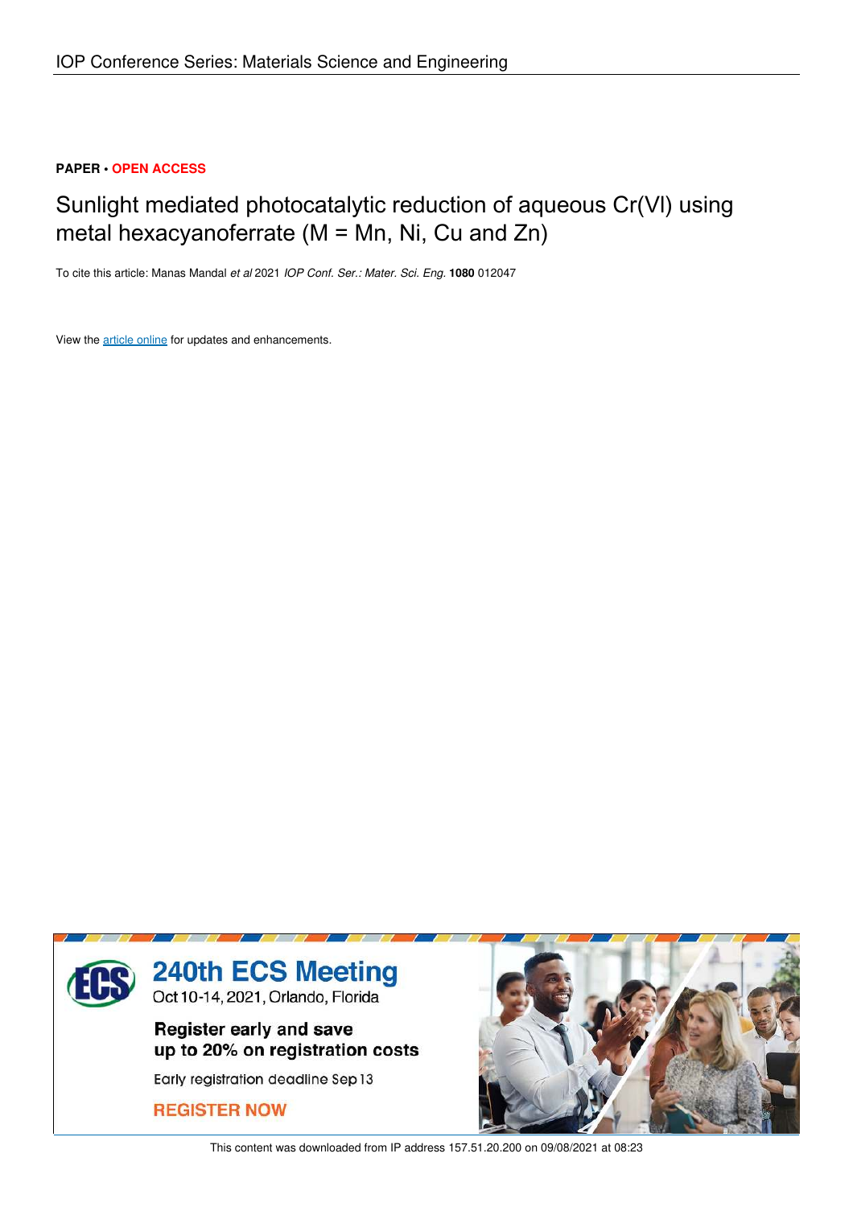**PAPER • OPEN ACCESS**

# Sunlight mediated photocatalytic reduction of aqueous Cr(VI) using metal hexacyanoferrate (M = Mn, Ni, Cu and Zn)

To cite this article: Manas Mandal *et al* 2021 *IOP Conf. Ser.: Mater. Sci. Eng.* **1080** 012047

View the article online for updates and enhancements.

240th ECS Meeting
Oct 10-14, 2021, Orlando, Florida

Register early and save up to 20% on registration costs

Early registration deadline Sep 13

REGISTER NOW

This content was downloaded from IP address 157.51.20.200 on 09/08/2021 at 08:23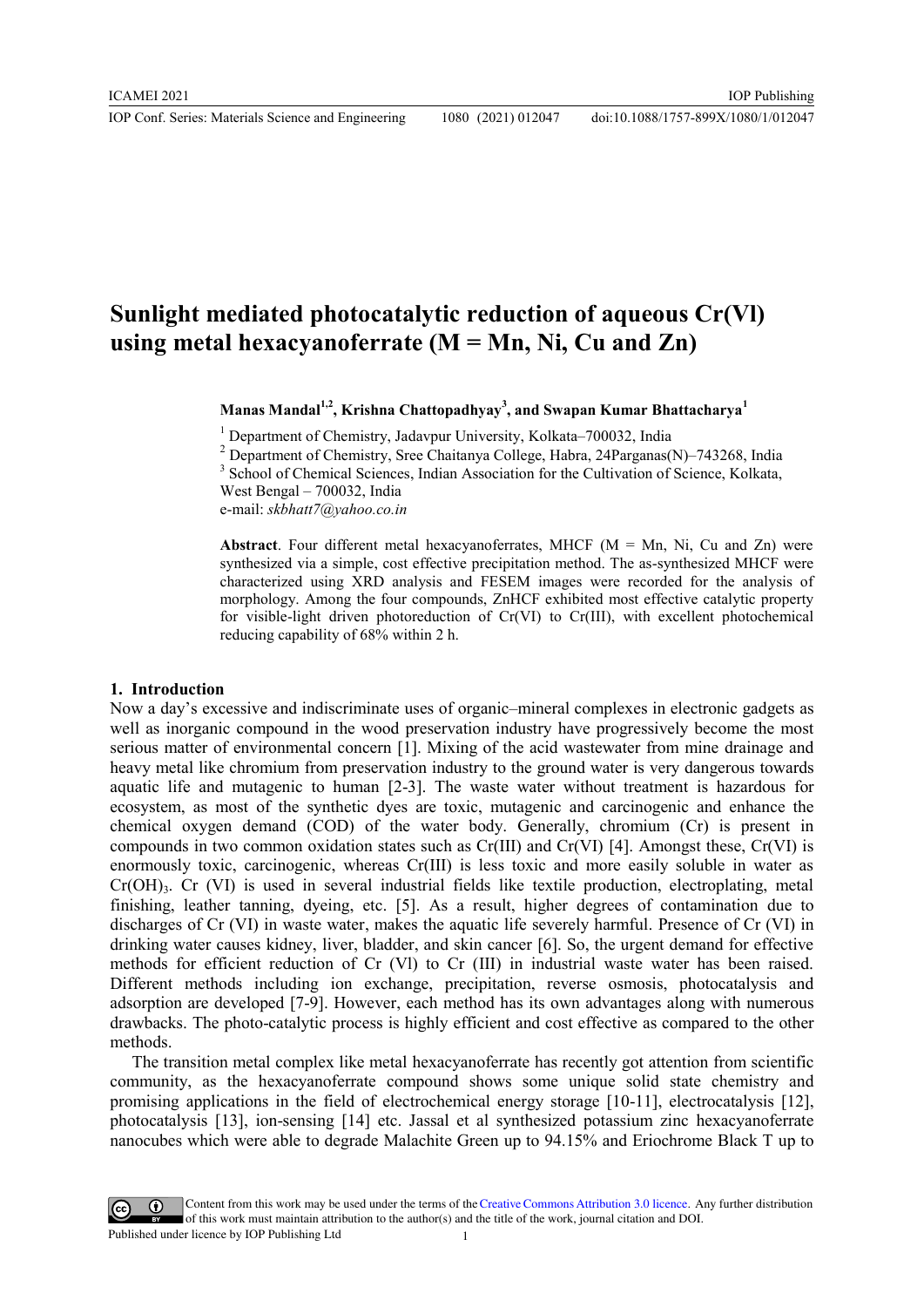# Sunlight mediated photocatalytic reduction of aqueous Cr(Vl) using metal hexacyanoferrate (M = Mn, Ni, Cu and Zn)

**Manas Mandal[1,2], Krishna Chattopadhyay[3], and Swapan Kumar Bhattacharya[1]**

[1] Department of Chemistry, Jadavpur University, Kolkata–700032, India
[2] Department of Chemistry, Sree Chaitanya College, Habra, 24Parganas(N)–743268, India
[3] School of Chemical Sciences, Indian Association for the Cultivation of Science, Kolkata, West Bengal – 700032, India
e-mail: *skbhatt7@yahoo.co.in*

**Abstract**. Four different metal hexacyanoferrates, MHCF (M = Mn, Ni, Cu and Zn) were synthesized via a simple, cost effective precipitation method. The as-synthesized MHCF were characterized using XRD analysis and FESEM images were recorded for the analysis of morphology. Among the four compounds, ZnHCF exhibited most effective catalytic property for visible-light driven photoreduction of Cr(VI) to Cr(III), with excellent photochemical reducing capability of 68% within 2 h.

## 1. Introduction

Now a day's excessive and indiscriminate uses of organic–mineral complexes in electronic gadgets as well as inorganic compound in the wood preservation industry have progressively become the most serious matter of environmental concern [1]. Mixing of the acid wastewater from mine drainage and heavy metal like chromium from preservation industry to the ground water is very dangerous towards aquatic life and mutagenic to human [2-3]. The waste water without treatment is hazardous for ecosystem, as most of the synthetic dyes are toxic, mutagenic and carcinogenic and enhance the chemical oxygen demand (COD) of the water body. Generally, chromium (Cr) is present in compounds in two common oxidation states such as Cr(III) and Cr(VI) [4]. Amongst these, Cr(VI) is enormously toxic, carcinogenic, whereas Cr(III) is less toxic and more easily soluble in water as $Cr(OH)_3$. Cr (VI) is used in several industrial fields like textile production, electroplating, metal finishing, leather tanning, dyeing, etc. [5]. As a result, higher degrees of contamination due to discharges of Cr (VI) in waste water, makes the aquatic life severely harmful. Presence of Cr (VI) in drinking water causes kidney, liver, bladder, and skin cancer [6]. So, the urgent demand for effective methods for efficient reduction of Cr (Vl) to Cr (III) in industrial waste water has been raised. Different methods including ion exchange, precipitation, reverse osmosis, photocatalysis and adsorption are developed [7-9]. However, each method has its own advantages along with numerous drawbacks. The photo-catalytic process is highly efficient and cost effective as compared to the other methods.

The transition metal complex like metal hexacyanoferrate has recently got attention from scientific community, as the hexacyanoferrate compound shows some unique solid state chemistry and promising applications in the field of electrochemical energy storage [10-11], electrocatalysis [12], photocatalysis [13], ion-sensing [14] etc. Jassal et al synthesized potassium zinc hexacyanoferrate nanocubes which were able to degrade Malachite Green up to 94.15% and Eriochrome Black T up to

Content from this work may be used under the terms of the Creative Commons Attribution 3.0 licence. Any further distribution of this work must maintain attribution to the author(s) and the title of the work, journal citation and DOI.
Published under licence by IOP Publishing Ltd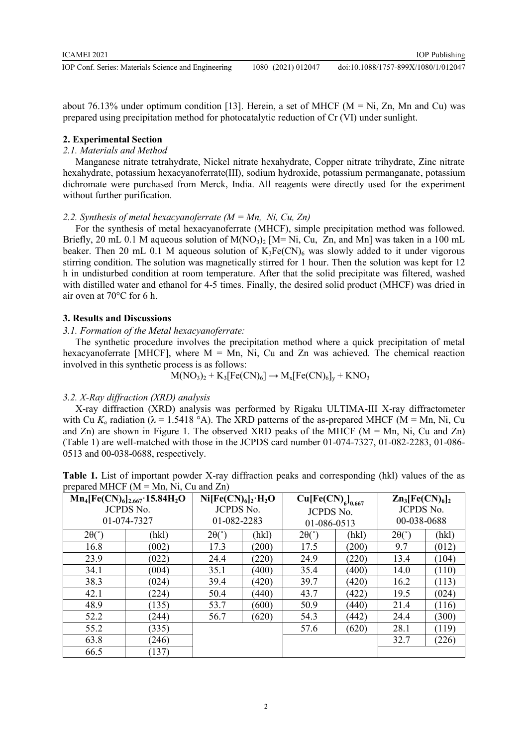about 76.13% under optimum condition [13]. Herein, a set of MHCF (M = Ni, Zn, Mn and Cu) was prepared using precipitation method for photocatalytic reduction of Cr (VI) under sunlight.

## 2. Experimental Section

### *2.1. Materials and Method*

Manganese nitrate tetrahydrate, Nickel nitrate hexahydrate, Copper nitrate trihydrate, Zinc nitrate hexahydrate, potassium hexacyanoferrate(III), sodium hydroxide, potassium permanganate, potassium dichromate were purchased from Merck, India. All reagents were directly used for the experiment without further purification.

### *2.2. Synthesis of metal hexacyanoferrate (M = Mn, Ni, Cu, Zn)*

For the synthesis of metal hexacyanoferrate (MHCF), simple precipitation method was followed. Briefly, 20 mL 0.1 M aqueous solution of $M(NO_3)_2$ [M= Ni, Cu, Zn, and Mn] was taken in a 100 mL beaker. Then 20 mL 0.1 M aqueous solution of $K_3Fe(CN)_6$ was slowly added to it under vigorous stirring condition. The solution was magnetically stirred for 1 hour. Then the solution was kept for 12 h in undisturbed condition at room temperature. After that the solid precipitate was filtered, washed with distilled water and ethanol for 4-5 times. Finally, the desired solid product (MHCF) was dried in air oven at 70°C for 6 h.

## 3. Results and Discussions

### *3.1. Formation of the Metal hexacyanoferrate:*

The synthetic procedure involves the precipitation method where a quick precipitation of metal hexacyanoferrate [MHCF], where M = Mn, Ni, Cu and Zn was achieved. The chemical reaction involved in this synthetic process is as follows:

$$M(NO_3)_2 + K_3[Fe(CN)_6] \rightarrow M_x[Fe(CN)_6]_y + KNO_3$$

### *3.2. X-Ray diffraction (XRD) analysis*

X-ray diffraction (XRD) analysis was performed by Rigaku ULTIMA-III X-ray diffractometer with Cu $K_\alpha$ radiation (λ = 1.5418 °A). The XRD patterns of the as-prepared MHCF (M = Mn, Ni, Cu and Zn) are shown in Figure 1. The observed XRD peaks of the MHCF (M = Mn, Ni, Cu and Zn) (Table 1) are well-matched with those in the JCPDS card number 01-074-7327, 01-082-2283, 01-086-0513 and 00-038-0688, respectively.

**Table 1.** List of important powder X-ray diffraction peaks and corresponding (hkl) values of the as prepared MHCF (M = Mn, Ni, Cu and Zn)

| $Mn_4[Fe(CN)_6]_{2.667}\cdot 15.84H_2O$ JCPDS No. 01-074-7327 | | $Ni[Fe(CN)_6]_2\cdot H_2O$ JCPDS No. 01-082-2283 | | $Cu[Fe(CN)_6]_{0.667}$ JCPDS No. 01-086-0513 | | $Zn_3[Fe(CN)_6]_2$ JCPDS No. 00-038-0688 | |
|---|---|---|---|---|---|---|---|
| 2θ(°) | (hkl) | 2θ(°) | (hkl) | 2θ(°) | (hkl) | 2θ(°) | (hkl) |
| 16.8 | (002) | 17.3 | (200) | 17.5 | (200) | 9.7 | (012) |
| 23.9 | (022) | 24.4 | (220) | 24.9 | (220) | 13.4 | (104) |
| 34.1 | (004) | 35.1 | (400) | 35.4 | (400) | 14.0 | (110) |
| 38.3 | (024) | 39.4 | (420) | 39.7 | (420) | 16.2 | (113) |
| 42.1 | (224) | 50.4 | (440) | 43.7 | (422) | 19.5 | (024) |
| 48.9 | (135) | 53.7 | (600) | 50.9 | (440) | 21.4 | (116) |
| 52.2 | (244) | 56.7 | (620) | 54.3 | (442) | 24.4 | (300) |
| 55.2 | (335) | | | 57.6 | (620) | 28.1 | (119) |
| 63.8 | (246) | | | | | 32.7 | (226) |
| 66.5 | (137) | | | | | | |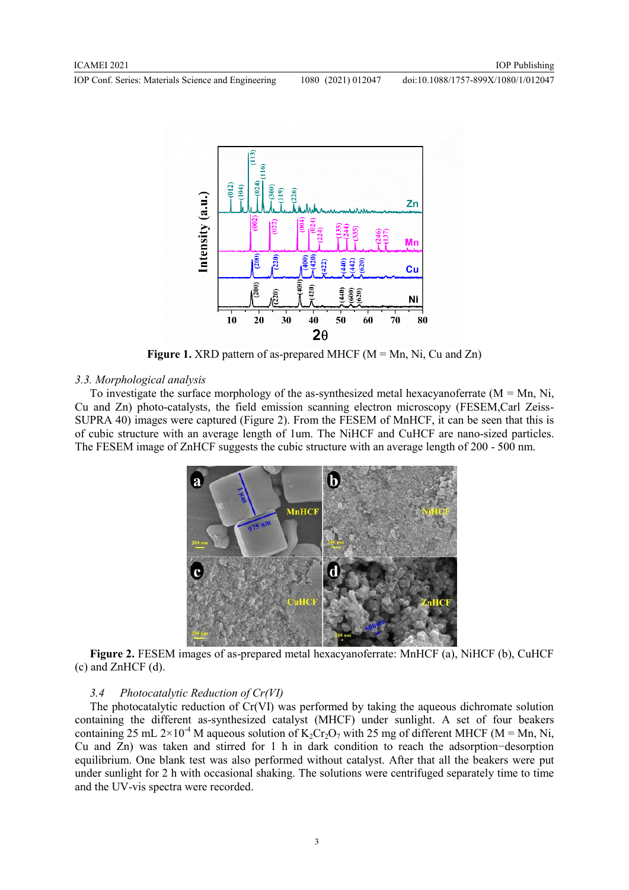**Figure 1.** XRD pattern of as-prepared MHCF (M = Mn, Ni, Cu and Zn)

### *3.3. Morphological analysis*

To investigate the surface morphology of the as-synthesized metal hexacyanoferrate (M = Mn, Ni, Cu and Zn) photo-catalysts, the field emission scanning electron microscopy (FESEM,Carl Zeiss-SUPRA 40) images were captured (Figure 2). From the FESEM of MnHCF, it can be seen that this is of cubic structure with an average length of 1um. The NiHCF and CuHCF are nano-sized particles. The FESEM image of ZnHCF suggests the cubic structure with an average length of 200 - 500 nm.

**Figure 2.** FESEM images of as-prepared metal hexacyanoferrate: MnHCF (a), NiHCF (b), CuHCF (c) and ZnHCF (d).

### *3.4 Photocatalytic Reduction of Cr(VI)*

The photocatalytic reduction of Cr(VI) was performed by taking the aqueous dichromate solution containing the different as-synthesized catalyst (MHCF) under sunlight. A set of four beakers containing 25 mL $2\times10^{-4}$ M aqueous solution of $K_2Cr_2O_7$ with 25 mg of different MHCF (M = Mn, Ni, Cu and Zn) was taken and stirred for 1 h in dark condition to reach the adsorption−desorption equilibrium. One blank test was also performed without catalyst. After that all the beakers were put under sunlight for 2 h with occasional shaking. The solutions were centrifuged separately time to time and the UV-vis spectra were recorded.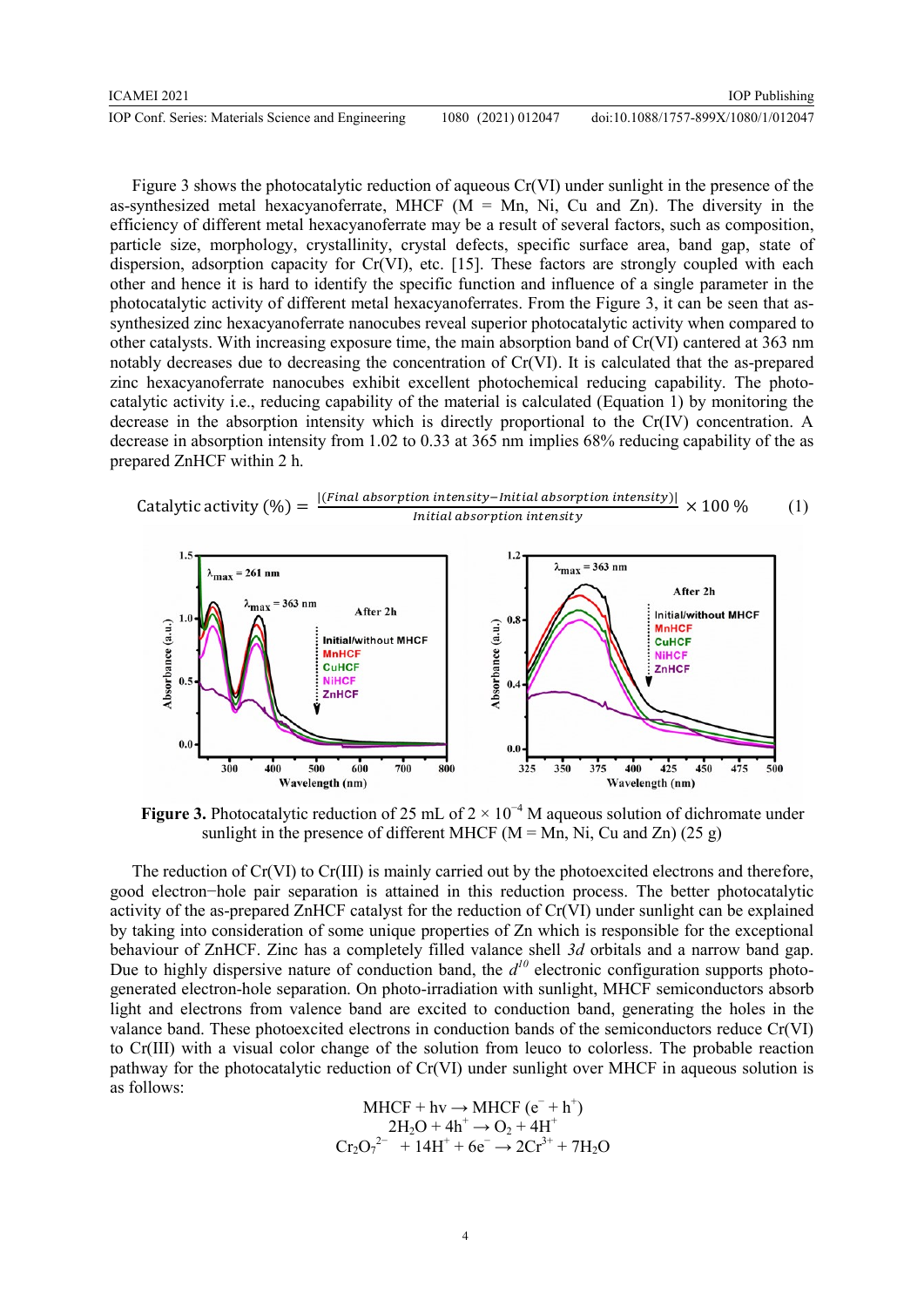Figure 3 shows the photocatalytic reduction of aqueous Cr(VI) under sunlight in the presence of the as-synthesized metal hexacyanoferrate, MHCF (M = Mn, Ni, Cu and Zn). The diversity in the efficiency of different metal hexacyanoferrate may be a result of several factors, such as composition, particle size, morphology, crystallinity, crystal defects, specific surface area, band gap, state of dispersion, adsorption capacity for Cr(VI), etc. [15]. These factors are strongly coupled with each other and hence it is hard to identify the specific function and influence of a single parameter in the photocatalytic activity of different metal hexacyanoferrates. From the Figure 3, it can be seen that as-synthesized zinc hexacyanoferrate nanocubes reveal superior photocatalytic activity when compared to other catalysts. With increasing exposure time, the main absorption band of Cr(VI) cantered at 363 nm notably decreases due to decreasing the concentration of Cr(VI). It is calculated that the as-prepared zinc hexacyanoferrate nanocubes exhibit excellent photochemical reducing capability. The photo-catalytic activity i.e., reducing capability of the material is calculated (Equation 1) by monitoring the decrease in the absorption intensity which is directly proportional to the Cr(IV) concentration. A decrease in absorption intensity from 1.02 to 0.33 at 365 nm implies 68% reducing capability of the as prepared ZnHCF within 2 h.

$$\text{Catalytic activity (\%)} = \frac{|(\textit{Final absorption intensity} - \textit{Initial absorption intensity})|}{\textit{Initial absorption intensity}} \times 100\,\% \qquad (1)$$

**Figure 3.** Photocatalytic reduction of 25 mL of $2 \times 10^{-4}$ M aqueous solution of dichromate under sunlight in the presence of different MHCF (M = Mn, Ni, Cu and Zn) (25 g)

The reduction of Cr(VI) to Cr(III) is mainly carried out by the photoexcited electrons and therefore, good electron−hole pair separation is attained in this reduction process. The better photocatalytic activity of the as-prepared ZnHCF catalyst for the reduction of Cr(VI) under sunlight can be explained by taking into consideration of some unique properties of Zn which is responsible for the exceptional behaviour of ZnHCF. Zinc has a completely filled valance shell *3d* orbitals and a narrow band gap. Due to highly dispersive nature of conduction band, the $d^{10}$ electronic configuration supports photo-generated electron-hole separation. On photo-irradiation with sunlight, MHCF semiconductors absorb light and electrons from valence band are excited to conduction band, generating the holes in the valance band. These photoexcited electrons in conduction bands of the semiconductors reduce Cr(VI) to Cr(III) with a visual color change of the solution from leuco to colorless. The probable reaction pathway for the photocatalytic reduction of Cr(VI) under sunlight over MHCF in aqueous solution is as follows:

$$\text{MHCF} + h\nu \rightarrow \text{MHCF}\,(e^- + h^+)$$

$$2H_2O + 4h^+ \rightarrow O_2 + 4H^+$$

$$Cr_2O_7^{2-} + 14H^+ + 6e^- \rightarrow 2Cr^{3+} + 7H_2O$$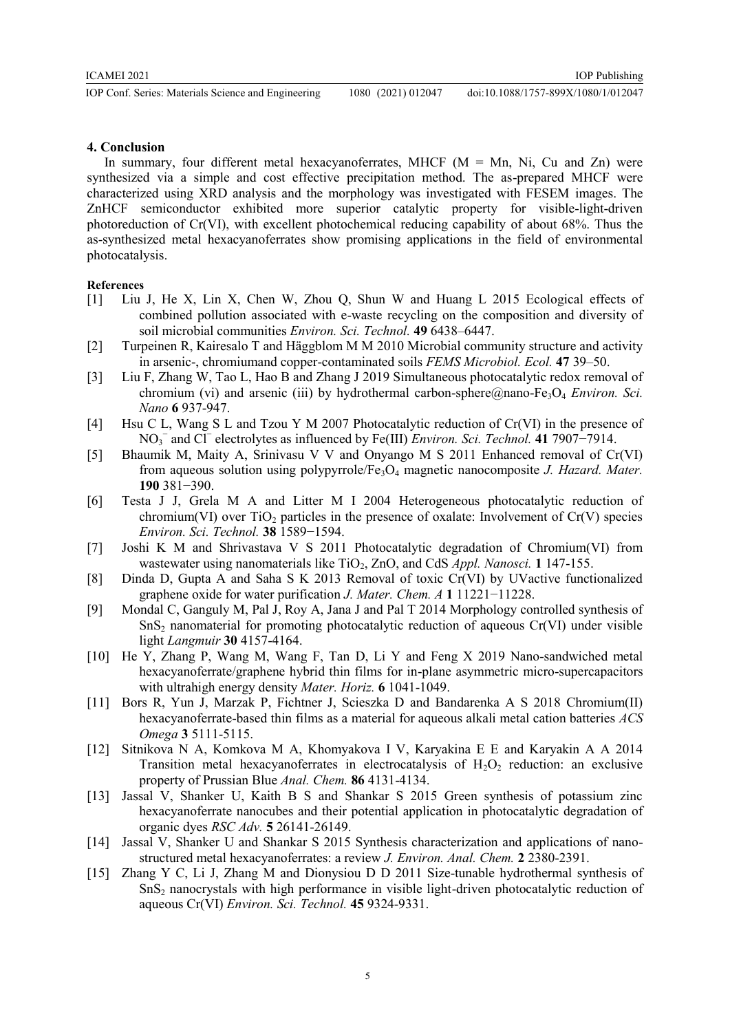## 4. Conclusion

In summary, four different metal hexacyanoferrates, MHCF (M = Mn, Ni, Cu and Zn) were synthesized via a simple and cost effective precipitation method. The as-prepared MHCF were characterized using XRD analysis and the morphology was investigated with FESEM images. The ZnHCF semiconductor exhibited more superior catalytic property for visible-light-driven photoreduction of Cr(VI), with excellent photochemical reducing capability of about 68%. Thus the as-synthesized metal hexacyanoferrates show promising applications in the field of environmental photocatalysis.

### References

[1] Liu J, He X, Lin X, Chen W, Zhou Q, Shun W and Huang L 2015 Ecological effects of combined pollution associated with e-waste recycling on the composition and diversity of soil microbial communities *Environ. Sci. Technol.* **49** 6438–6447.

[2] Turpeinen R, Kairesalo T and Häggblom M M 2010 Microbial community structure and activity in arsenic-, chromiumand copper-contaminated soils *FEMS Microbiol. Ecol.* **47** 39–50.

[3] Liu F, Zhang W, Tao L, Hao B and Zhang J 2019 Simultaneous photocatalytic redox removal of chromium (vi) and arsenic (iii) by hydrothermal carbon-sphere@nano-$Fe_3O_4$ *Environ. Sci. Nano* **6** 937-947.

[4] Hsu C L, Wang S L and Tzou Y M 2007 Photocatalytic reduction of Cr(VI) in the presence of $NO_3^-$ and $Cl^-$ electrolytes as influenced by Fe(III) *Environ. Sci. Technol.* **41** 7907−7914.

[5] Bhaumik M, Maity A, Srinivasu V V and Onyango M S 2011 Enhanced removal of Cr(VI) from aqueous solution using polypyrrole/$Fe_3O_4$ magnetic nanocomposite *J. Hazard. Mater.* **190** 381−390.

[6] Testa J J, Grela M A and Litter M I 2004 Heterogeneous photocatalytic reduction of chromium(VI) over $TiO_2$ particles in the presence of oxalate: Involvement of Cr(V) species *Environ. Sci. Technol.* **38** 1589−1594.

[7] Joshi K M and Shrivastava V S 2011 Photocatalytic degradation of Chromium(VI) from wastewater using nanomaterials like $TiO_2$, ZnO, and CdS *Appl. Nanosci.* **1** 147-155.

[8] Dinda D, Gupta A and Saha S K 2013 Removal of toxic Cr(VI) by UVactive functionalized graphene oxide for water purification *J. Mater. Chem. A* **1** 11221−11228.

[9] Mondal C, Ganguly M, Pal J, Roy A, Jana J and Pal T 2014 Morphology controlled synthesis of $SnS_2$ nanomaterial for promoting photocatalytic reduction of aqueous Cr(VI) under visible light *Langmuir* **30** 4157-4164.

[10] He Y, Zhang P, Wang M, Wang F, Tan D, Li Y and Feng X 2019 Nano-sandwiched metal hexacyanoferrate/graphene hybrid thin films for in-plane asymmetric micro-supercapacitors with ultrahigh energy density *Mater. Horiz.* **6** 1041-1049.

[11] Bors R, Yun J, Marzak P, Fichtner J, Scieszka D and Bandarenka A S 2018 Chromium(II) hexacyanoferrate-based thin films as a material for aqueous alkali metal cation batteries *ACS Omega* **3** 5111-5115.

[12] Sitnikova N A, Komkova M A, Khomyakova I V, Karyakina E E and Karyakin A A 2014 Transition metal hexacyanoferrates in electrocatalysis of $H_2O_2$ reduction: an exclusive property of Prussian Blue *Anal. Chem.* **86** 4131-4134.

[13] Jassal V, Shanker U, Kaith B S and Shankar S 2015 Green synthesis of potassium zinc hexacyanoferrate nanocubes and their potential application in photocatalytic degradation of organic dyes *RSC Adv.* **5** 26141-26149.

[14] Jassal V, Shanker U and Shankar S 2015 Synthesis characterization and applications of nano-structured metal hexacyanoferrates: a review *J. Environ. Anal. Chem.* **2** 2380-2391.

[15] Zhang Y C, Li J, Zhang M and Dionysiou D D 2011 Size-tunable hydrothermal synthesis of $SnS_2$ nanocrystals with high performance in visible light-driven photocatalytic reduction of aqueous Cr(VI) *Environ. Sci. Technol.* **45** 9324-9331.